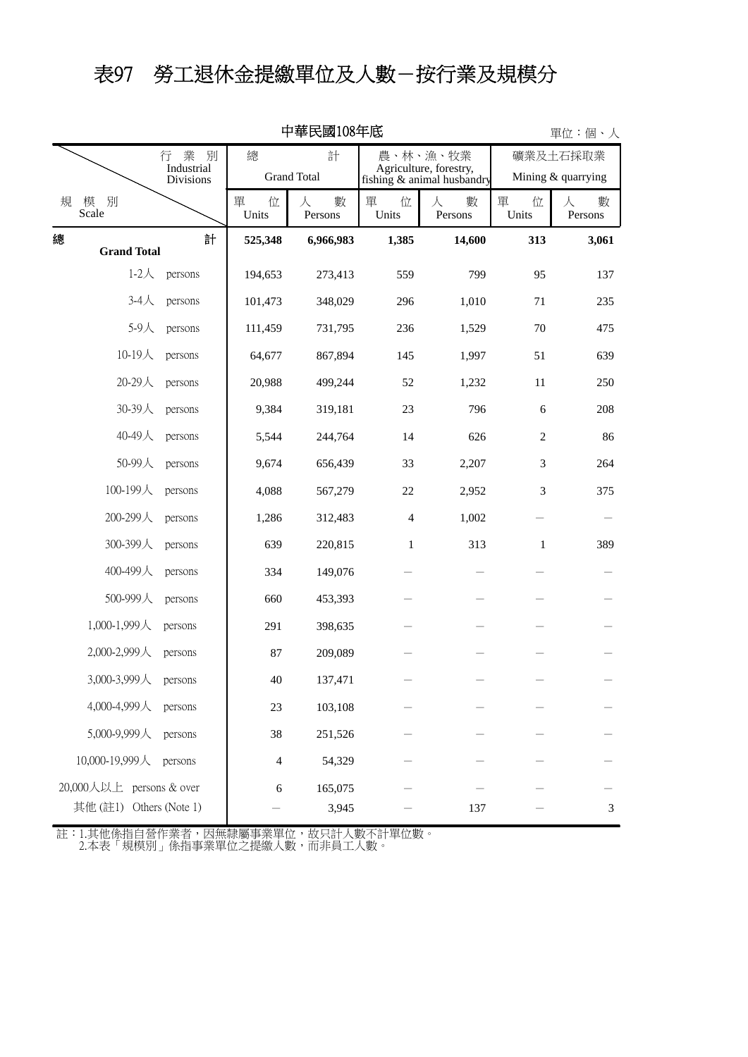# 表97　勞工退休金提繳單位及人數－按行業及規模分

中華民國108年底

單位：個、人

| 規模別 Scale ＼ 行業別 Industrial Divisions | 總計 Grand Total | | 農、林、漁、牧業 Agriculture, forestry, fishing & animal husbandry | | 礦業及土石採取業 Mining & quarrying | |
|---|---|---|---|---|---|---|
| | 單位 Units | 人數 Persons | 單位 Units | 人數 Persons | 單位 Units | 人數 Persons |
| **總計 Grand Total** | **525,348** | **6,966,983** | **1,385** | **14,600** | **313** | **3,061** |
| 1-2人 persons | 194,653 | 273,413 | 559 | 799 | 95 | 137 |
| 3-4人 persons | 101,473 | 348,029 | 296 | 1,010 | 71 | 235 |
| 5-9人 persons | 111,459 | 731,795 | 236 | 1,529 | 70 | 475 |
| 10-19人 persons | 64,677 | 867,894 | 145 | 1,997 | 51 | 639 |
| 20-29人 persons | 20,988 | 499,244 | 52 | 1,232 | 11 | 250 |
| 30-39人 persons | 9,384 | 319,181 | 23 | 796 | 6 | 208 |
| 40-49人 persons | 5,544 | 244,764 | 14 | 626 | 2 | 86 |
| 50-99人 persons | 9,674 | 656,439 | 33 | 2,207 | 3 | 264 |
| 100-199人 persons | 4,088 | 567,279 | 22 | 2,952 | 3 | 375 |
| 200-299人 persons | 1,286 | 312,483 | 4 | 1,002 | － | － |
| 300-399人 persons | 639 | 220,815 | 1 | 313 | 1 | 389 |
| 400-499人 persons | 334 | 149,076 | － | － | － | － |
| 500-999人 persons | 660 | 453,393 | － | － | － | － |
| 1,000-1,999人 persons | 291 | 398,635 | － | － | － | － |
| 2,000-2,999人 persons | 87 | 209,089 | － | － | － | － |
| 3,000-3,999人 persons | 40 | 137,471 | － | － | － | － |
| 4,000-4,999人 persons | 23 | 103,108 | － | － | － | － |
| 5,000-9,999人 persons | 38 | 251,526 | － | － | － | － |
| 10,000-19,999人 persons | 4 | 54,329 | － | － | － | － |
| 20,000人以上 persons & over | 6 | 165,075 | － | － | － | － |
| 其他 (註1) Others (Note 1) | － | 3,945 | － | 137 | － | 3 |

註：1.其他係指自營作業者，因無隸屬事業單位，故只計人數不計單位數。
　　2.本表「規模別」係指事業單位之提繳人數，而非員工人數。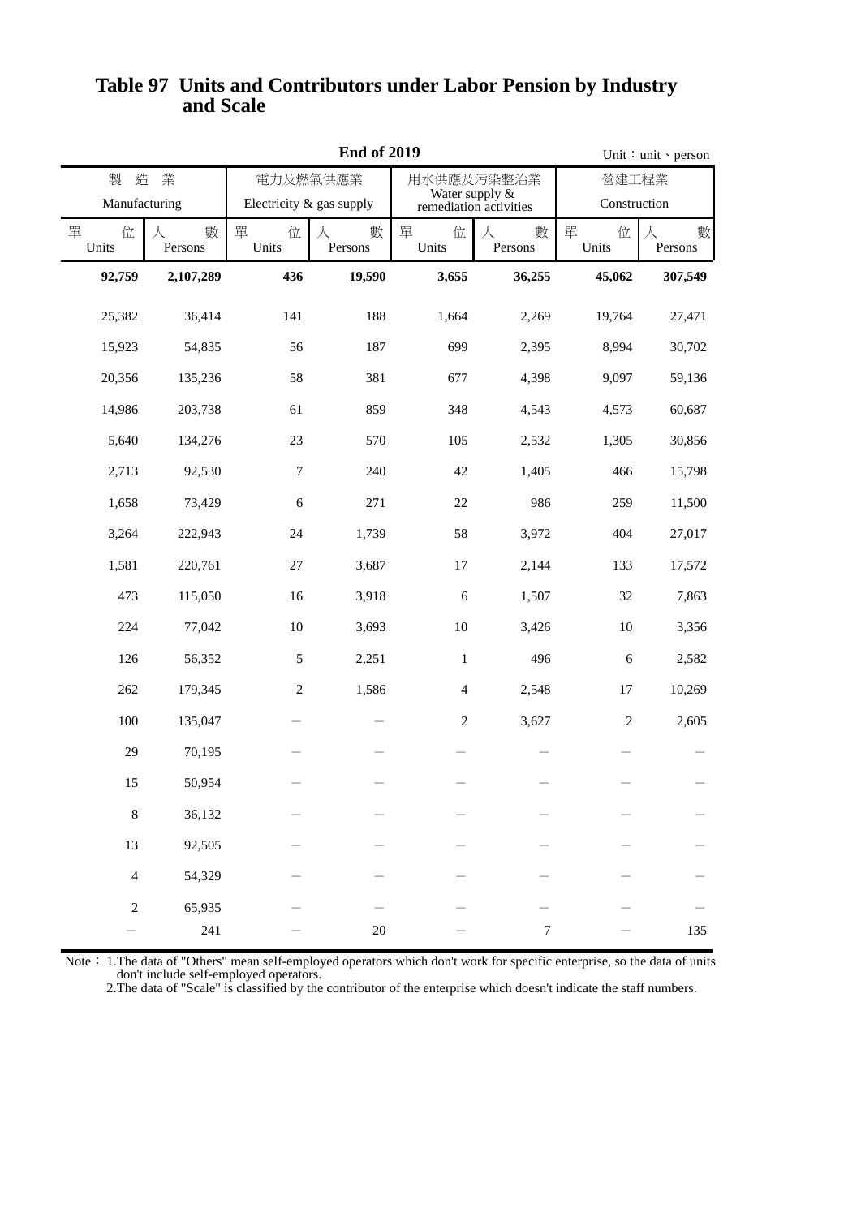# Table 97 Units and Contributors under Labor Pension by Industry and Scale

**End of 2019**

Unit：unit、person

| 製 造 業 Manufacturing | | 電力及燃氣供應業 Electricity & gas supply | | 用水供應及污染整治業 Water supply & remediation activities | | 營建工程業 Construction | |
|---|---|---|---|---|---|---|---|
| 單 位 Units | 人 數 Persons | 單 位 Units | 人 數 Persons | 單 位 Units | 人 數 Persons | 單 位 Units | 人 數 Persons |
| **92,759** | **2,107,289** | **436** | **19,590** | **3,655** | **36,255** | **45,062** | **307,549** |
| 25,382 | 36,414 | 141 | 188 | 1,664 | 2,269 | 19,764 | 27,471 |
| 15,923 | 54,835 | 56 | 187 | 699 | 2,395 | 8,994 | 30,702 |
| 20,356 | 135,236 | 58 | 381 | 677 | 4,398 | 9,097 | 59,136 |
| 14,986 | 203,738 | 61 | 859 | 348 | 4,543 | 4,573 | 60,687 |
| 5,640 | 134,276 | 23 | 570 | 105 | 2,532 | 1,305 | 30,856 |
| 2,713 | 92,530 | 7 | 240 | 42 | 1,405 | 466 | 15,798 |
| 1,658 | 73,429 | 6 | 271 | 22 | 986 | 259 | 11,500 |
| 3,264 | 222,943 | 24 | 1,739 | 58 | 3,972 | 404 | 27,017 |
| 1,581 | 220,761 | 27 | 3,687 | 17 | 2,144 | 133 | 17,572 |
| 473 | 115,050 | 16 | 3,918 | 6 | 1,507 | 32 | 7,863 |
| 224 | 77,042 | 10 | 3,693 | 10 | 3,426 | 10 | 3,356 |
| 126 | 56,352 | 5 | 2,251 | 1 | 496 | 6 | 2,582 |
| 262 | 179,345 | 2 | 1,586 | 4 | 2,548 | 17 | 10,269 |
| 100 | 135,047 | － | － | 2 | 3,627 | 2 | 2,605 |
| 29 | 70,195 | － | － | － | － | － | － |
| 15 | 50,954 | － | － | － | － | － | － |
| 8 | 36,132 | － | － | － | － | － | － |
| 13 | 92,505 | － | － | － | － | － | － |
| 4 | 54,329 | － | － | － | － | － | － |
| 2 | 65,935 | － | － | － | － | － | － |
| － | 241 | － | 20 | － | 7 | － | 135 |

Note： 1.The data of "Others" mean self-employed operators which don't work for specific enterprise, so the data of units don't include self-employed operators.
2.The data of "Scale" is classified by the contributor of the enterprise which doesn't indicate the staff numbers.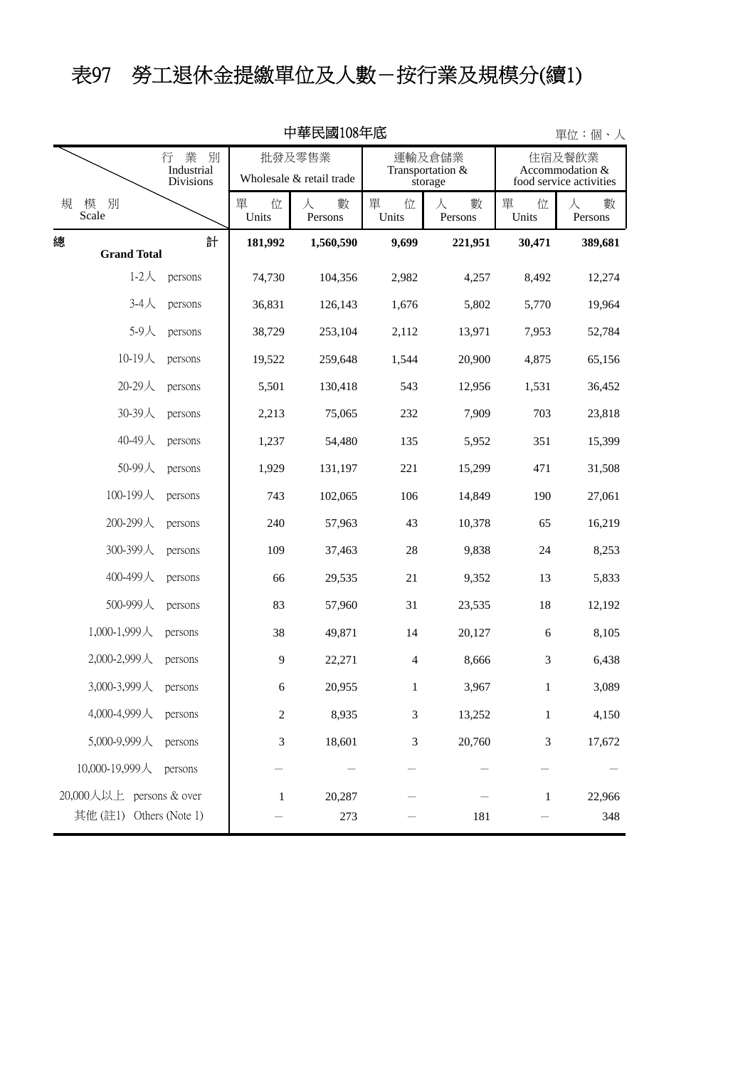# 表97　勞工退休金提繳單位及人數－按行業及規模分(續1)

中華民國108年底

單位：個、人

| 規模別 Scale ＼ 行業別 Industrial Divisions | 批發及零售業 Wholesale & retail trade | | 運輸及倉儲業 Transportation & storage | | 住宿及餐飲業 Accommodation & food service activities | |
|---|---|---|---|---|---|---|
| | 單位 Units | 人數 Persons | 單位 Units | 人數 Persons | 單位 Units | 人數 Persons |
| **總計 Grand Total** | **181,992** | **1,560,590** | **9,699** | **221,951** | **30,471** | **389,681** |
| 1-2人 persons | 74,730 | 104,356 | 2,982 | 4,257 | 8,492 | 12,274 |
| 3-4人 persons | 36,831 | 126,143 | 1,676 | 5,802 | 5,770 | 19,964 |
| 5-9人 persons | 38,729 | 253,104 | 2,112 | 13,971 | 7,953 | 52,784 |
| 10-19人 persons | 19,522 | 259,648 | 1,544 | 20,900 | 4,875 | 65,156 |
| 20-29人 persons | 5,501 | 130,418 | 543 | 12,956 | 1,531 | 36,452 |
| 30-39人 persons | 2,213 | 75,065 | 232 | 7,909 | 703 | 23,818 |
| 40-49人 persons | 1,237 | 54,480 | 135 | 5,952 | 351 | 15,399 |
| 50-99人 persons | 1,929 | 131,197 | 221 | 15,299 | 471 | 31,508 |
| 100-199人 persons | 743 | 102,065 | 106 | 14,849 | 190 | 27,061 |
| 200-299人 persons | 240 | 57,963 | 43 | 10,378 | 65 | 16,219 |
| 300-399人 persons | 109 | 37,463 | 28 | 9,838 | 24 | 8,253 |
| 400-499人 persons | 66 | 29,535 | 21 | 9,352 | 13 | 5,833 |
| 500-999人 persons | 83 | 57,960 | 31 | 23,535 | 18 | 12,192 |
| 1,000-1,999人 persons | 38 | 49,871 | 14 | 20,127 | 6 | 8,105 |
| 2,000-2,999人 persons | 9 | 22,271 | 4 | 8,666 | 3 | 6,438 |
| 3,000-3,999人 persons | 6 | 20,955 | 1 | 3,967 | 1 | 3,089 |
| 4,000-4,999人 persons | 2 | 8,935 | 3 | 13,252 | 1 | 4,150 |
| 5,000-9,999人 persons | 3 | 18,601 | 3 | 20,760 | 3 | 17,672 |
| 10,000-19,999人 persons | － | － | － | － | － | － |
| 20,000人以上 persons & over | 1 | 20,287 | － | － | 1 | 22,966 |
| 其他 (註1) Others (Note 1) | － | 273 | － | 181 | － | 348 |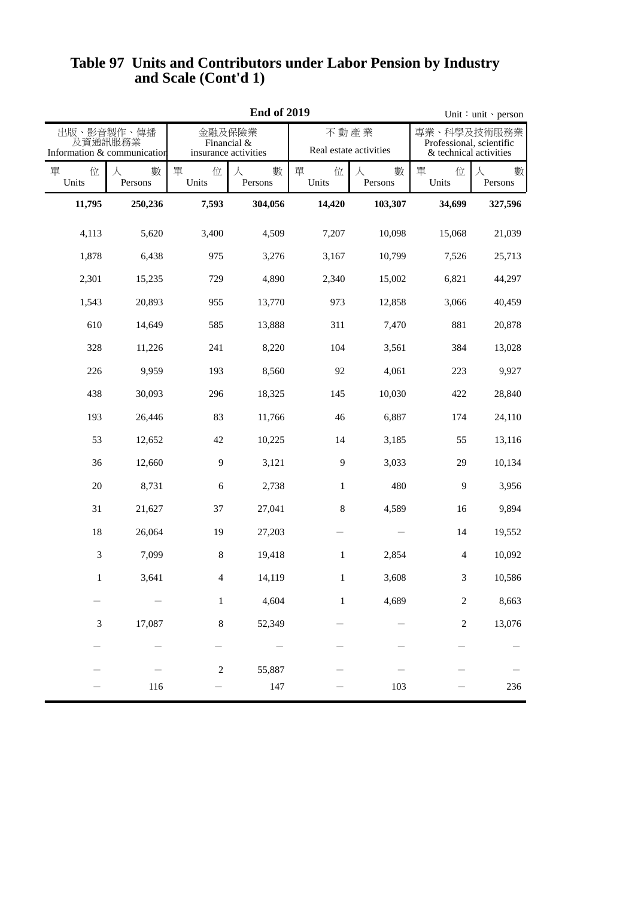# Table 97 Units and Contributors under Labor Pension by Industry and Scale (Cont'd 1)

**End of 2019**

Unit：unit、person

| 出版、影音製作、傳播及資通訊服務業 Information & communication | | 金融及保險業 Financial & insurance activities | | 不動產業 Real estate activities | | 專業、科學及技術服務業 Professional, scientific & technical activities | |
|---|---|---|---|---|---|---|---|
| 單位 Units | 人數 Persons | 單位 Units | 人數 Persons | 單位 Units | 人數 Persons | 單位 Units | 人數 Persons |
| **11,795** | **250,236** | **7,593** | **304,056** | **14,420** | **103,307** | **34,699** | **327,596** |
| 4,113 | 5,620 | 3,400 | 4,509 | 7,207 | 10,098 | 15,068 | 21,039 |
| 1,878 | 6,438 | 975 | 3,276 | 3,167 | 10,799 | 7,526 | 25,713 |
| 2,301 | 15,235 | 729 | 4,890 | 2,340 | 15,002 | 6,821 | 44,297 |
| 1,543 | 20,893 | 955 | 13,770 | 973 | 12,858 | 3,066 | 40,459 |
| 610 | 14,649 | 585 | 13,888 | 311 | 7,470 | 881 | 20,878 |
| 328 | 11,226 | 241 | 8,220 | 104 | 3,561 | 384 | 13,028 |
| 226 | 9,959 | 193 | 8,560 | 92 | 4,061 | 223 | 9,927 |
| 438 | 30,093 | 296 | 18,325 | 145 | 10,030 | 422 | 28,840 |
| 193 | 26,446 | 83 | 11,766 | 46 | 6,887 | 174 | 24,110 |
| 53 | 12,652 | 42 | 10,225 | 14 | 3,185 | 55 | 13,116 |
| 36 | 12,660 | 9 | 3,121 | 9 | 3,033 | 29 | 10,134 |
| 20 | 8,731 | 6 | 2,738 | 1 | 480 | 9 | 3,956 |
| 31 | 21,627 | 37 | 27,041 | 8 | 4,589 | 16 | 9,894 |
| 18 | 26,064 | 19 | 27,203 | – | – | 14 | 19,552 |
| 3 | 7,099 | 8 | 19,418 | 1 | 2,854 | 4 | 10,092 |
| 1 | 3,641 | 4 | 14,119 | 1 | 3,608 | 3 | 10,586 |
| – | – | 1 | 4,604 | 1 | 4,689 | 2 | 8,663 |
| 3 | 17,087 | 8 | 52,349 | – | – | 2 | 13,076 |
| – | – | – | – | – | – | – | – |
| – | – | 2 | 55,887 | – | – | – | – |
| – | 116 | – | 147 | – | 103 | – | 236 |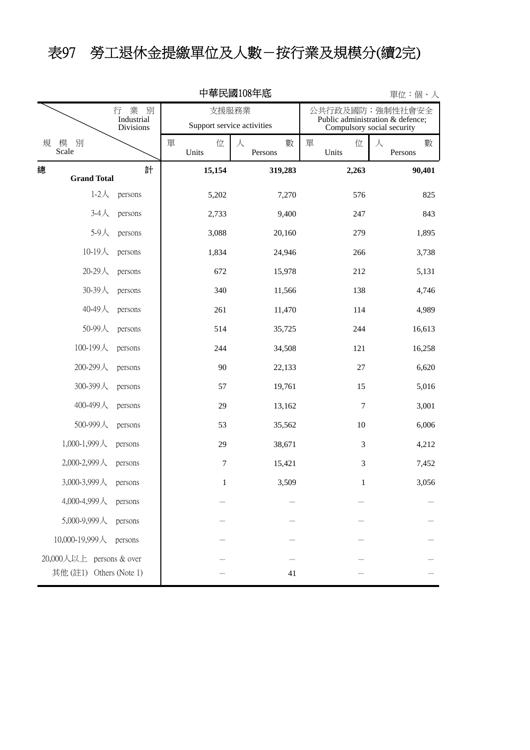# 表97　勞工退休金提繳單位及人數－按行業及規模分(續2完)

中華民國108年底

單位：個、人

| 行業別 Industrial Divisions / 規模別 Scale | 支援服務業 Support service activities | | 公共行政及國防；強制性社會安全 Public administration & defence; Compulsory social security | |
|---|---|---|---|---|
| | 單位 Units | 人數 Persons | 單位 Units | 人數 Persons |
| **總計 Grand Total** | **15,154** | **319,283** | **2,263** | **90,401** |
| 1-2人 persons | 5,202 | 7,270 | 576 | 825 |
| 3-4人 persons | 2,733 | 9,400 | 247 | 843 |
| 5-9人 persons | 3,088 | 20,160 | 279 | 1,895 |
| 10-19人 persons | 1,834 | 24,946 | 266 | 3,738 |
| 20-29人 persons | 672 | 15,978 | 212 | 5,131 |
| 30-39人 persons | 340 | 11,566 | 138 | 4,746 |
| 40-49人 persons | 261 | 11,470 | 114 | 4,989 |
| 50-99人 persons | 514 | 35,725 | 244 | 16,613 |
| 100-199人 persons | 244 | 34,508 | 121 | 16,258 |
| 200-299人 persons | 90 | 22,133 | 27 | 6,620 |
| 300-399人 persons | 57 | 19,761 | 15 | 5,016 |
| 400-499人 persons | 29 | 13,162 | 7 | 3,001 |
| 500-999人 persons | 53 | 35,562 | 10 | 6,006 |
| 1,000-1,999人 persons | 29 | 38,671 | 3 | 4,212 |
| 2,000-2,999人 persons | 7 | 15,421 | 3 | 7,452 |
| 3,000-3,999人 persons | 1 | 3,509 | 1 | 3,056 |
| 4,000-4,999人 persons | － | － | － | － |
| 5,000-9,999人 persons | － | － | － | － |
| 10,000-19,999人 persons | － | － | － | － |
| 20,000人以上 persons & over | － | － | － | － |
| 其他 (註1) Others (Note 1) | － | 41 | － | － |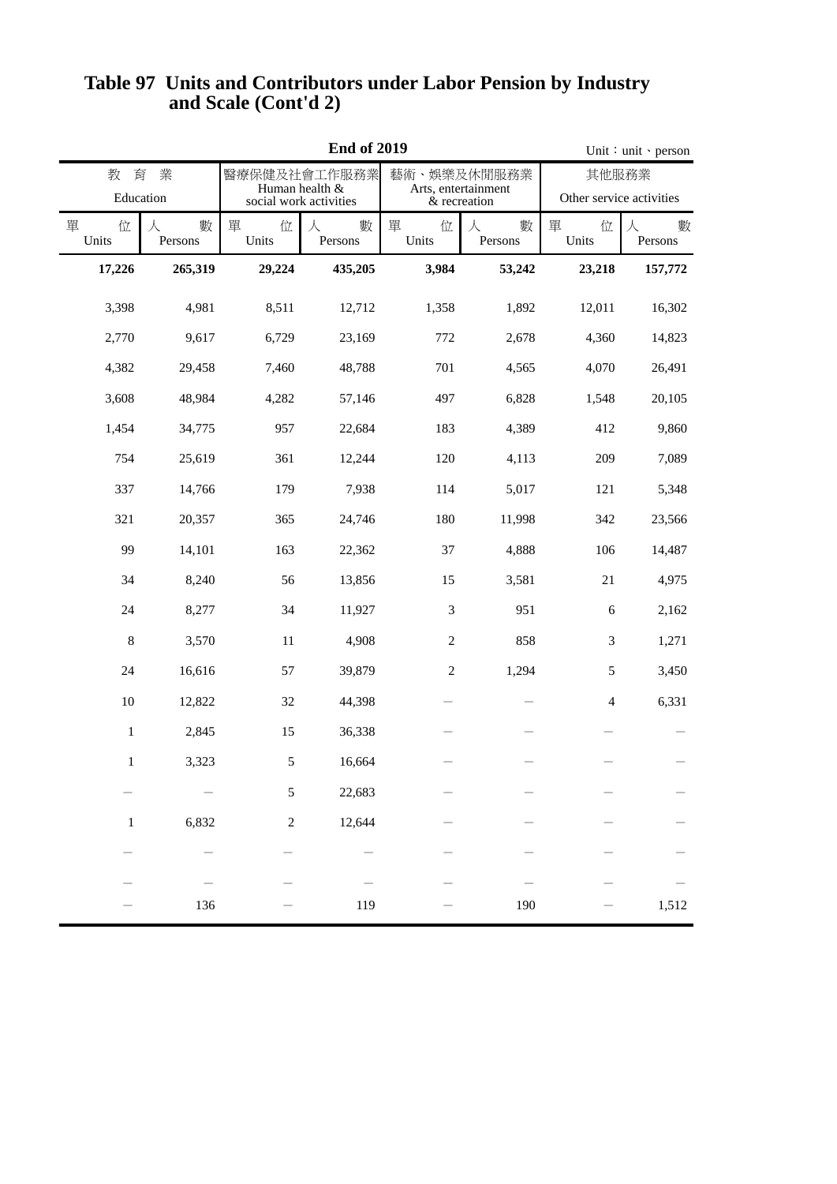# Table 97 Units and Contributors under Labor Pension by Industry and Scale (Cont'd 2)

**End of 2019**

Unit：unit、person

| 教　育　業 Education | | 醫療保健及社會工作服務業 Human health & social work activities | | 藝術、娛樂及休閒服務業 Arts, entertainment & recreation | | 其他服務業 Other service activities | |
|---|---|---|---|---|---|---|---|
| 單　位 Units | 人　數 Persons | 單　位 Units | 人　數 Persons | 單　位 Units | 人　數 Persons | 單　位 Units | 人　數 Persons |
| **17,226** | **265,319** | **29,224** | **435,205** | **3,984** | **53,242** | **23,218** | **157,772** |
| 3,398 | 4,981 | 8,511 | 12,712 | 1,358 | 1,892 | 12,011 | 16,302 |
| 2,770 | 9,617 | 6,729 | 23,169 | 772 | 2,678 | 4,360 | 14,823 |
| 4,382 | 29,458 | 7,460 | 48,788 | 701 | 4,565 | 4,070 | 26,491 |
| 3,608 | 48,984 | 4,282 | 57,146 | 497 | 6,828 | 1,548 | 20,105 |
| 1,454 | 34,775 | 957 | 22,684 | 183 | 4,389 | 412 | 9,860 |
| 754 | 25,619 | 361 | 12,244 | 120 | 4,113 | 209 | 7,089 |
| 337 | 14,766 | 179 | 7,938 | 114 | 5,017 | 121 | 5,348 |
| 321 | 20,357 | 365 | 24,746 | 180 | 11,998 | 342 | 23,566 |
| 99 | 14,101 | 163 | 22,362 | 37 | 4,888 | 106 | 14,487 |
| 34 | 8,240 | 56 | 13,856 | 15 | 3,581 | 21 | 4,975 |
| 24 | 8,277 | 34 | 11,927 | 3 | 951 | 6 | 2,162 |
| 8 | 3,570 | 11 | 4,908 | 2 | 858 | 3 | 1,271 |
| 24 | 16,616 | 57 | 39,879 | 2 | 1,294 | 5 | 3,450 |
| 10 | 12,822 | 32 | 44,398 | – | – | 4 | 6,331 |
| 1 | 2,845 | 15 | 36,338 | – | – | – | – |
| 1 | 3,323 | 5 | 16,664 | – | – | – | – |
| – | – | 5 | 22,683 | – | – | – | – |
| 1 | 6,832 | 2 | 12,644 | – | – | – | – |
| – | – | – | – | – | – | – | – |
| – | – | – | – | – | – | – | – |
| – | 136 | – | 119 | – | 190 | – | 1,512 |